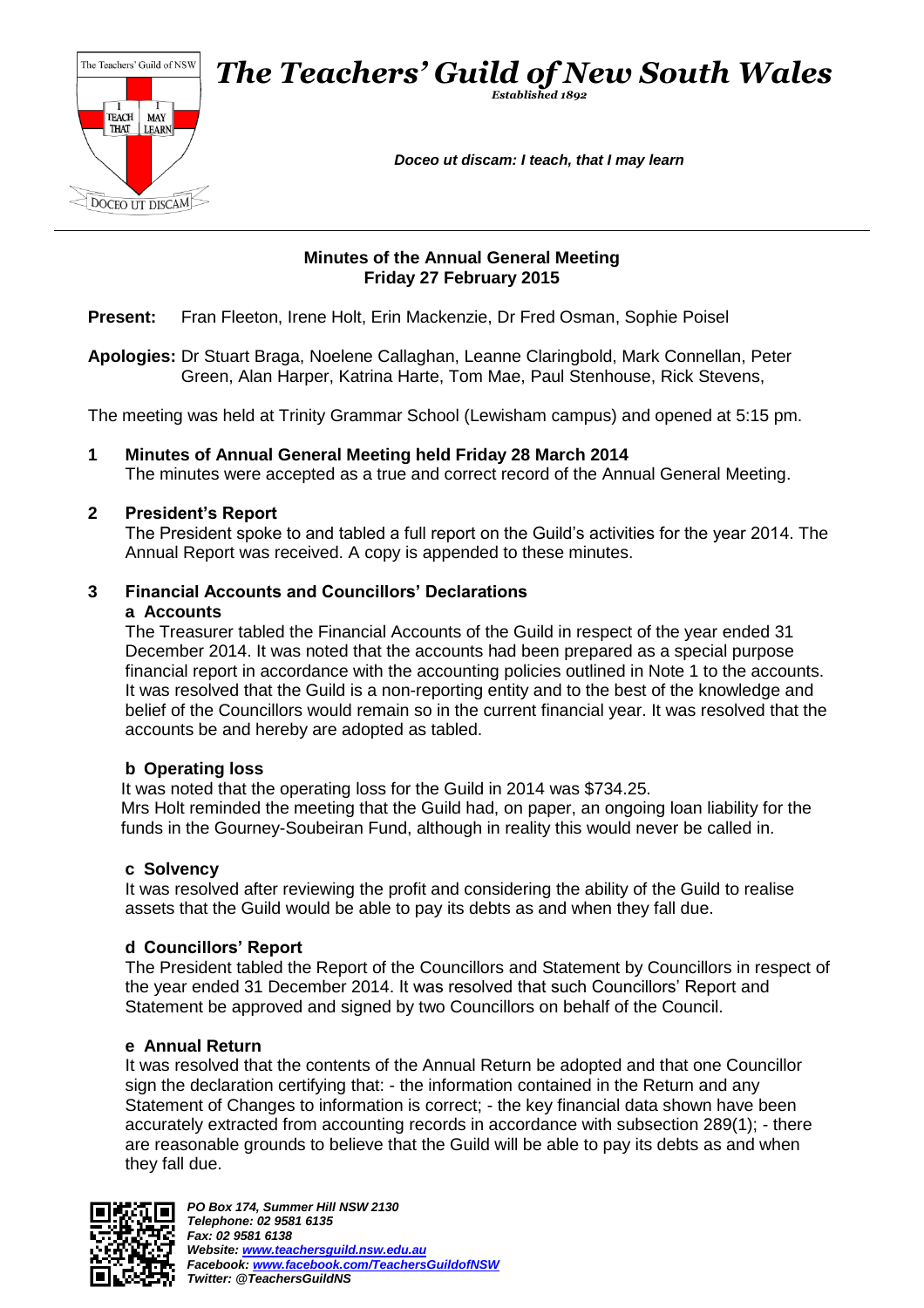# The Teachers' Guild of New South Wales

*Established 1892*

***Doceo ut discam: I teach, that I may learn***

## Minutes of the Annual General Meeting
## Friday 27 February 2015

**Present:** Fran Fleeton, Irene Holt, Erin Mackenzie, Dr Fred Osman, Sophie Poisel

**Apologies:** Dr Stuart Braga, Noelene Callaghan, Leanne Claringbold, Mark Connellan, Peter Green, Alan Harper, Katrina Harte, Tom Mae, Paul Stenhouse, Rick Stevens,

The meeting was held at Trinity Grammar School (Lewisham campus) and opened at 5:15 pm.

### 1 Minutes of Annual General Meeting held Friday 28 March 2014

The minutes were accepted as a true and correct record of the Annual General Meeting.

### 2 President's Report

The President spoke to and tabled a full report on the Guild's activities for the year 2014. The Annual Report was received. A copy is appended to these minutes.

### 3 Financial Accounts and Councillors' Declarations

#### a Accounts

The Treasurer tabled the Financial Accounts of the Guild in respect of the year ended 31 December 2014. It was noted that the accounts had been prepared as a special purpose financial report in accordance with the accounting policies outlined in Note 1 to the accounts. It was resolved that the Guild is a non-reporting entity and to the best of the knowledge and belief of the Councillors would remain so in the current financial year. It was resolved that the accounts be and hereby are adopted as tabled.

#### b Operating loss

It was noted that the operating loss for the Guild in 2014 was $734.25.
Mrs Holt reminded the meeting that the Guild had, on paper, an ongoing loan liability for the funds in the Gourney-Soubeiran Fund, although in reality this would never be called in.

#### c Solvency

It was resolved after reviewing the profit and considering the ability of the Guild to realise assets that the Guild would be able to pay its debts as and when they fall due.

#### d Councillors' Report

The President tabled the Report of the Councillors and Statement by Councillors in respect of the year ended 31 December 2014. It was resolved that such Councillors' Report and Statement be approved and signed by two Councillors on behalf of the Council.

#### e Annual Return

It was resolved that the contents of the Annual Return be adopted and that one Councillor sign the declaration certifying that: - the information contained in the Return and any Statement of Changes to information is correct; - the key financial data shown have been accurately extracted from accounting records in accordance with subsection 289(1); - there are reasonable grounds to believe that the Guild will be able to pay its debts as and when they fall due.

*PO Box 174, Summer Hill NSW 2130*
*Telephone: 02 9581 6135*
*Fax: 02 9581 6138*
*Website: www.teachersguild.nsw.edu.au*
*Facebook: www.facebook.com/TeachersGuildofNSW*
*Twitter: @TeachersGuildNS*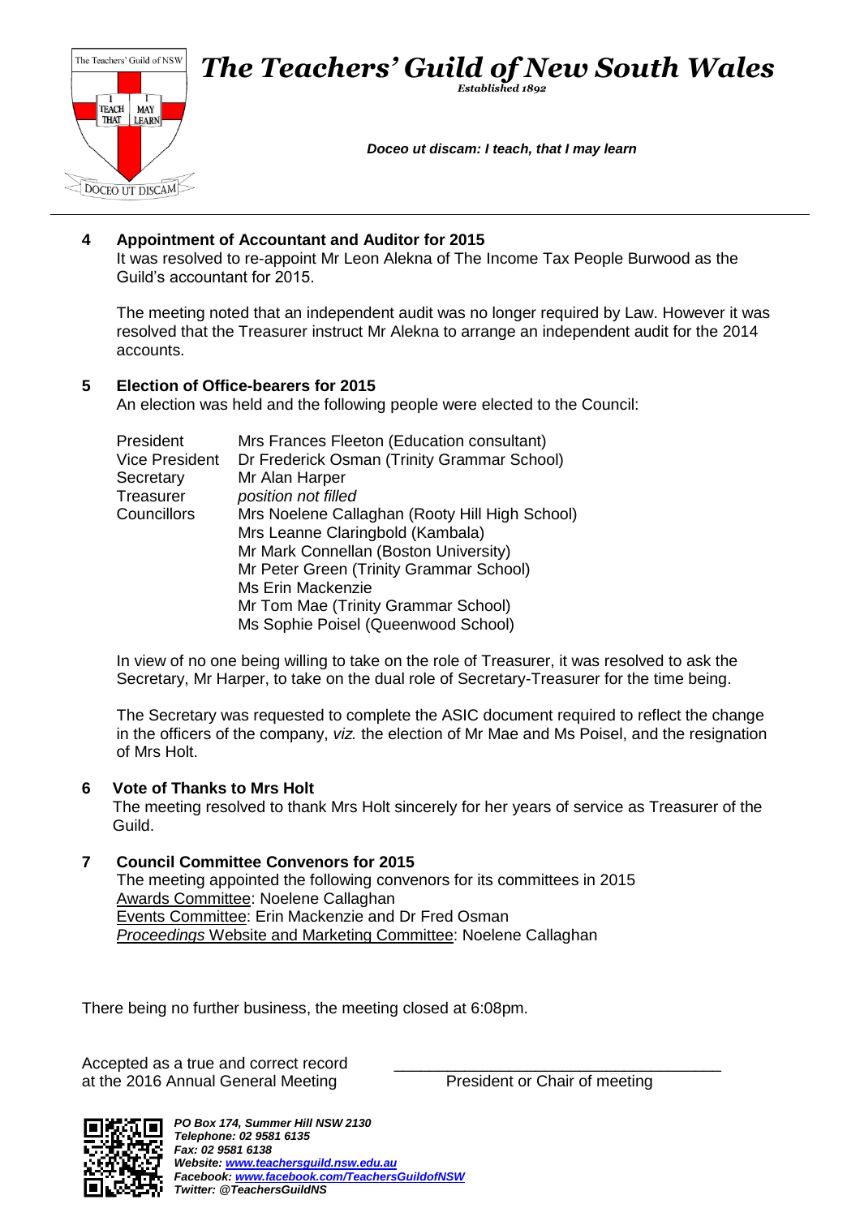**4 Appointment of Accountant and Auditor for 2015**

It was resolved to re-appoint Mr Leon Alekna of The Income Tax People Burwood as the Guild's accountant for 2015.

The meeting noted that an independent audit was no longer required by Law. However it was resolved that the Treasurer instruct Mr Alekna to arrange an independent audit for the 2014 accounts.

**5 Election of Office-bearers for 2015**

An election was held and the following people were elected to the Council:

| | |
|---|---|
| President | Mrs Frances Fleeton (Education consultant) |
| Vice President | Dr Frederick Osman (Trinity Grammar School) |
| Secretary | Mr Alan Harper |
| Treasurer | *position not filled* |
| Councillors | Mrs Noelene Callaghan (Rooty Hill High School) |
| | Mrs Leanne Claringbold (Kambala) |
| | Mr Mark Connellan (Boston University) |
| | Mr Peter Green (Trinity Grammar School) |
| | Ms Erin Mackenzie |
| | Mr Tom Mae (Trinity Grammar School) |
| | Ms Sophie Poisel (Queenwood School) |

In view of no one being willing to take on the role of Treasurer, it was resolved to ask the Secretary, Mr Harper, to take on the dual role of Secretary-Treasurer for the time being.

The Secretary was requested to complete the ASIC document required to reflect the change in the officers of the company, *viz.* the election of Mr Mae and Ms Poisel, and the resignation of Mrs Holt.

**6 Vote of Thanks to Mrs Holt**

The meeting resolved to thank Mrs Holt sincerely for her years of service as Treasurer of the Guild.

**7 Council Committee Convenors for 2015**

The meeting appointed the following convenors for its committees in 2015

Awards Committee: Noelene Callaghan

Events Committee: Erin Mackenzie and Dr Fred Osman

*Proceedings* Website and Marketing Committee: Noelene Callaghan

There being no further business, the meeting closed at 6:08pm.

Accepted as a true and correct record
at the 2016 Annual General Meeting

\_\_\_\_\_\_\_\_\_\_\_\_\_\_\_\_\_\_\_\_\_\_\_\_\_\_\_\_\_\_\_\_\_\_\_\_\_\_
President or Chair of meeting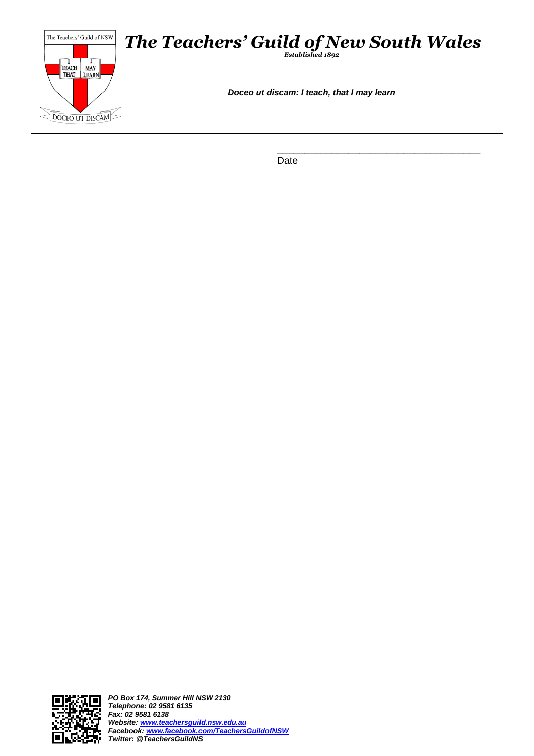# *The Teachers' Guild of New South Wales*

***Established 1892***

***Doceo ut discam: I teach, that I may learn***

---

\_\_\_\_\_\_\_\_\_\_\_\_\_\_\_\_\_\_\_\_\_\_\_\_\_\_\_\_\_\_\_\_\_\_\_\_\_\_

Date

***PO Box 174, Summer Hill NSW 2130***
***Telephone: 02 9581 6135***
***Fax: 02 9581 6138***
***Website: [www.teachersguild.nsw.edu.au](http://www.teachersguild.nsw.edu.au)***
***Facebook: [www.facebook.com/TeachersGuildofNSW](http://www.facebook.com/TeachersGuildofNSW)***
***Twitter: @TeachersGuildNS***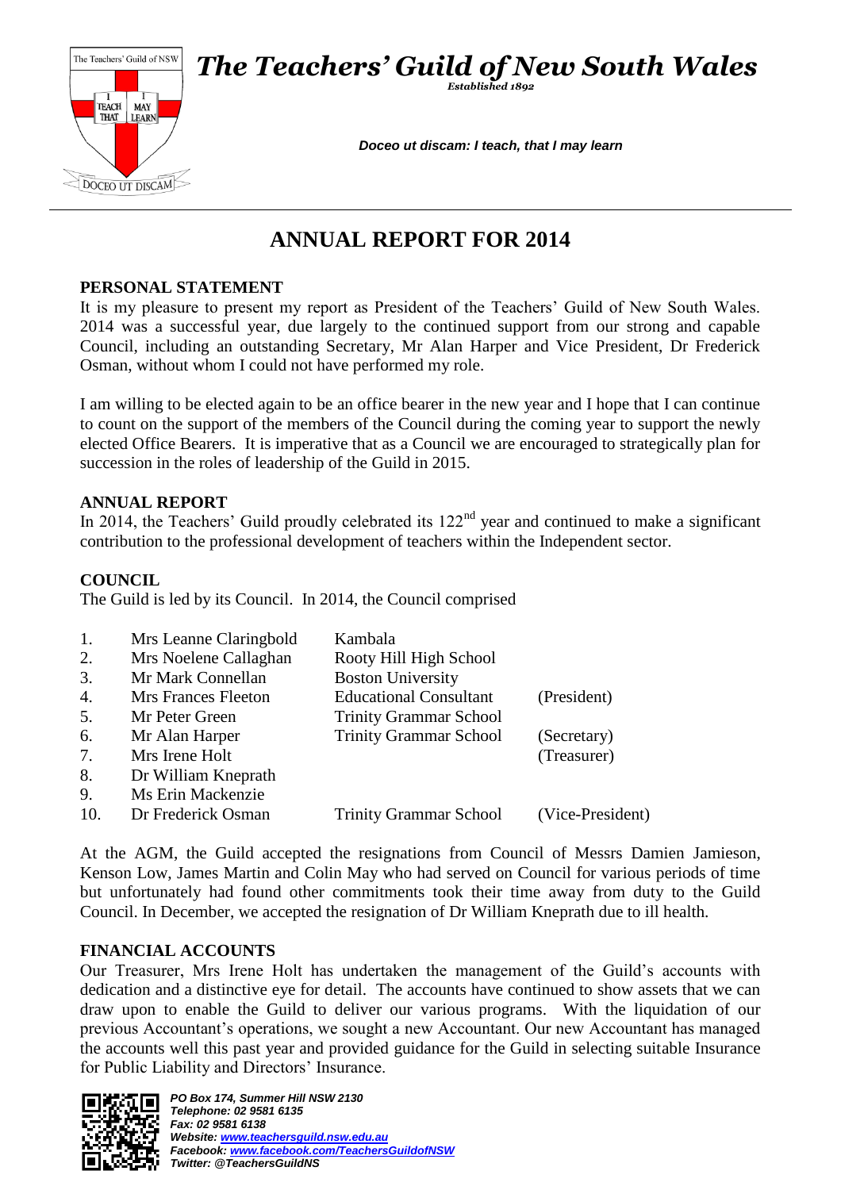# The Teachers' Guild of New South Wales

*Established 1892*

***Doceo ut discam: I teach, that I may learn***

## ANNUAL REPORT FOR 2014

### PERSONAL STATEMENT

It is my pleasure to present my report as President of the Teachers' Guild of New South Wales. 2014 was a successful year, due largely to the continued support from our strong and capable Council, including an outstanding Secretary, Mr Alan Harper and Vice President, Dr Frederick Osman, without whom I could not have performed my role.

I am willing to be elected again to be an office bearer in the new year and I hope that I can continue to count on the support of the members of the Council during the coming year to support the newly elected Office Bearers. It is imperative that as a Council we are encouraged to strategically plan for succession in the roles of leadership of the Guild in 2015.

### ANNUAL REPORT

In 2014, the Teachers' Guild proudly celebrated its 122nd year and continued to make a significant contribution to the professional development of teachers within the Independent sector.

### COUNCIL

The Guild is led by its Council. In 2014, the Council comprised

| | | | |
|---|---|---|---|
| 1. | Mrs Leanne Claringbold | Kambala | |
| 2. | Mrs Noelene Callaghan | Rooty Hill High School | |
| 3. | Mr Mark Connellan | Boston University | |
| 4. | Mrs Frances Fleeton | Educational Consultant | (President) |
| 5. | Mr Peter Green | Trinity Grammar School | |
| 6. | Mr Alan Harper | Trinity Grammar School | (Secretary) |
| 7. | Mrs Irene Holt | | (Treasurer) |
| 8. | Dr William Kneprath | | |
| 9. | Ms Erin Mackenzie | | |
| 10. | Dr Frederick Osman | Trinity Grammar School | (Vice-President) |

At the AGM, the Guild accepted the resignations from Council of Messrs Damien Jamieson, Kenson Low, James Martin and Colin May who had served on Council for various periods of time but unfortunately had found other commitments took their time away from duty to the Guild Council. In December, we accepted the resignation of Dr William Kneprath due to ill health.

### FINANCIAL ACCOUNTS

Our Treasurer, Mrs Irene Holt has undertaken the management of the Guild's accounts with dedication and a distinctive eye for detail. The accounts have continued to show assets that we can draw upon to enable the Guild to deliver our various programs. With the liquidation of our previous Accountant's operations, we sought a new Accountant. Our new Accountant has managed the accounts well this past year and provided guidance for the Guild in selecting suitable Insurance for Public Liability and Directors' Insurance.

*PO Box 174, Summer Hill NSW 2130*
*Telephone: 02 9581 6135*
*Fax: 02 9581 6138*
*Website: www.teachersguild.nsw.edu.au*
*Facebook: www.facebook.com/TeachersGuildofNSW*
*Twitter: @TeachersGuildNS*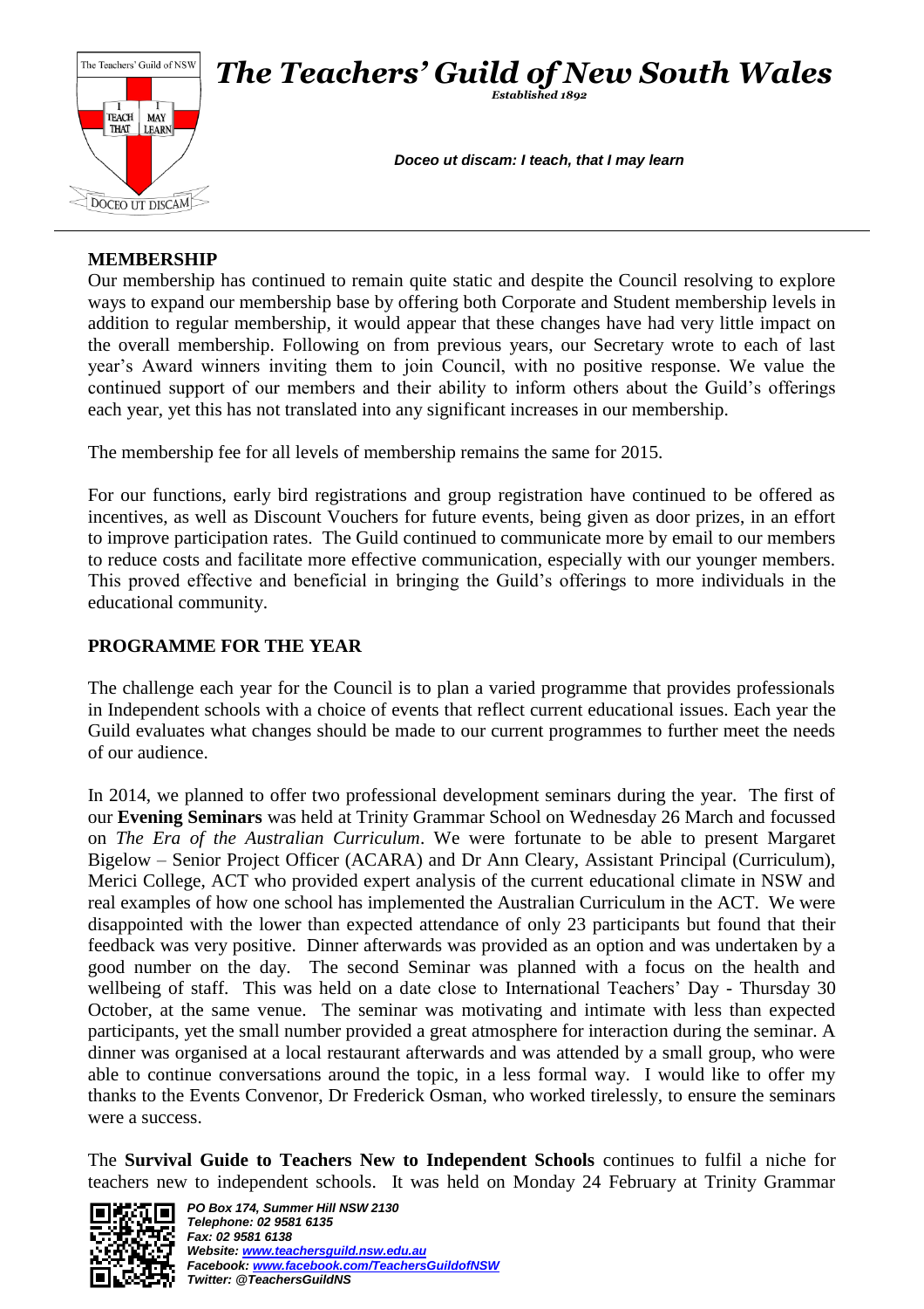## MEMBERSHIP

Our membership has continued to remain quite static and despite the Council resolving to explore ways to expand our membership base by offering both Corporate and Student membership levels in addition to regular membership, it would appear that these changes have had very little impact on the overall membership. Following on from previous years, our Secretary wrote to each of last year's Award winners inviting them to join Council, with no positive response. We value the continued support of our members and their ability to inform others about the Guild's offerings each year, yet this has not translated into any significant increases in our membership.

The membership fee for all levels of membership remains the same for 2015.

For our functions, early bird registrations and group registration have continued to be offered as incentives, as well as Discount Vouchers for future events, being given as door prizes, in an effort to improve participation rates. The Guild continued to communicate more by email to our members to reduce costs and facilitate more effective communication, especially with our younger members. This proved effective and beneficial in bringing the Guild's offerings to more individuals in the educational community.

## PROGRAMME FOR THE YEAR

The challenge each year for the Council is to plan a varied programme that provides professionals in Independent schools with a choice of events that reflect current educational issues. Each year the Guild evaluates what changes should be made to our current programmes to further meet the needs of our audience.

In 2014, we planned to offer two professional development seminars during the year. The first of our **Evening Seminars** was held at Trinity Grammar School on Wednesday 26 March and focussed on *The Era of the Australian Curriculum*. We were fortunate to be able to present Margaret Bigelow – Senior Project Officer (ACARA) and Dr Ann Cleary, Assistant Principal (Curriculum), Merici College, ACT who provided expert analysis of the current educational climate in NSW and real examples of how one school has implemented the Australian Curriculum in the ACT. We were disappointed with the lower than expected attendance of only 23 participants but found that their feedback was very positive. Dinner afterwards was provided as an option and was undertaken by a good number on the day. The second Seminar was planned with a focus on the health and wellbeing of staff. This was held on a date close to International Teachers' Day - Thursday 30 October, at the same venue. The seminar was motivating and intimate with less than expected participants, yet the small number provided a great atmosphere for interaction during the seminar. A dinner was organised at a local restaurant afterwards and was attended by a small group, who were able to continue conversations around the topic, in a less formal way. I would like to offer my thanks to the Events Convenor, Dr Frederick Osman, who worked tirelessly, to ensure the seminars were a success.

The **Survival Guide to Teachers New to Independent Schools** continues to fulfil a niche for teachers new to independent schools. It was held on Monday 24 February at Trinity Grammar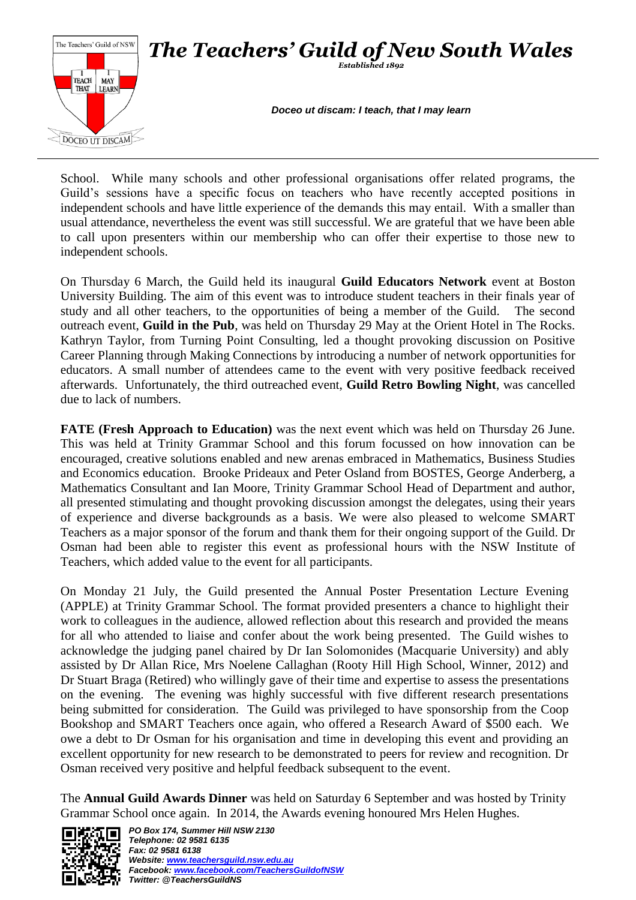School. While many schools and other professional organisations offer related programs, the Guild's sessions have a specific focus on teachers who have recently accepted positions in independent schools and have little experience of the demands this may entail. With a smaller than usual attendance, nevertheless the event was still successful. We are grateful that we have been able to call upon presenters within our membership who can offer their expertise to those new to independent schools.

On Thursday 6 March, the Guild held its inaugural **Guild Educators Network** event at Boston University Building. The aim of this event was to introduce student teachers in their finals year of study and all other teachers, to the opportunities of being a member of the Guild. The second outreach event, **Guild in the Pub**, was held on Thursday 29 May at the Orient Hotel in The Rocks. Kathryn Taylor, from Turning Point Consulting, led a thought provoking discussion on Positive Career Planning through Making Connections by introducing a number of network opportunities for educators. A small number of attendees came to the event with very positive feedback received afterwards. Unfortunately, the third outreached event, **Guild Retro Bowling Night**, was cancelled due to lack of numbers.

**FATE (Fresh Approach to Education)** was the next event which was held on Thursday 26 June. This was held at Trinity Grammar School and this forum focussed on how innovation can be encouraged, creative solutions enabled and new arenas embraced in Mathematics, Business Studies and Economics education. Brooke Prideaux and Peter Osland from BOSTES, George Anderberg, a Mathematics Consultant and Ian Moore, Trinity Grammar School Head of Department and author, all presented stimulating and thought provoking discussion amongst the delegates, using their years of experience and diverse backgrounds as a basis. We were also pleased to welcome SMART Teachers as a major sponsor of the forum and thank them for their ongoing support of the Guild. Dr Osman had been able to register this event as professional hours with the NSW Institute of Teachers, which added value to the event for all participants.

On Monday 21 July, the Guild presented the Annual Poster Presentation Lecture Evening (APPLE) at Trinity Grammar School. The format provided presenters a chance to highlight their work to colleagues in the audience, allowed reflection about this research and provided the means for all who attended to liaise and confer about the work being presented. The Guild wishes to acknowledge the judging panel chaired by Dr Ian Solomonides (Macquarie University) and ably assisted by Dr Allan Rice, Mrs Noelene Callaghan (Rooty Hill High School, Winner, 2012) and Dr Stuart Braga (Retired) who willingly gave of their time and expertise to assess the presentations on the evening. The evening was highly successful with five different research presentations being submitted for consideration. The Guild was privileged to have sponsorship from the Coop Bookshop and SMART Teachers once again, who offered a Research Award of $500 each. We owe a debt to Dr Osman for his organisation and time in developing this event and providing an excellent opportunity for new research to be demonstrated to peers for review and recognition. Dr Osman received very positive and helpful feedback subsequent to the event.

The **Annual Guild Awards Dinner** was held on Saturday 6 September and was hosted by Trinity Grammar School once again. In 2014, the Awards evening honoured Mrs Helen Hughes.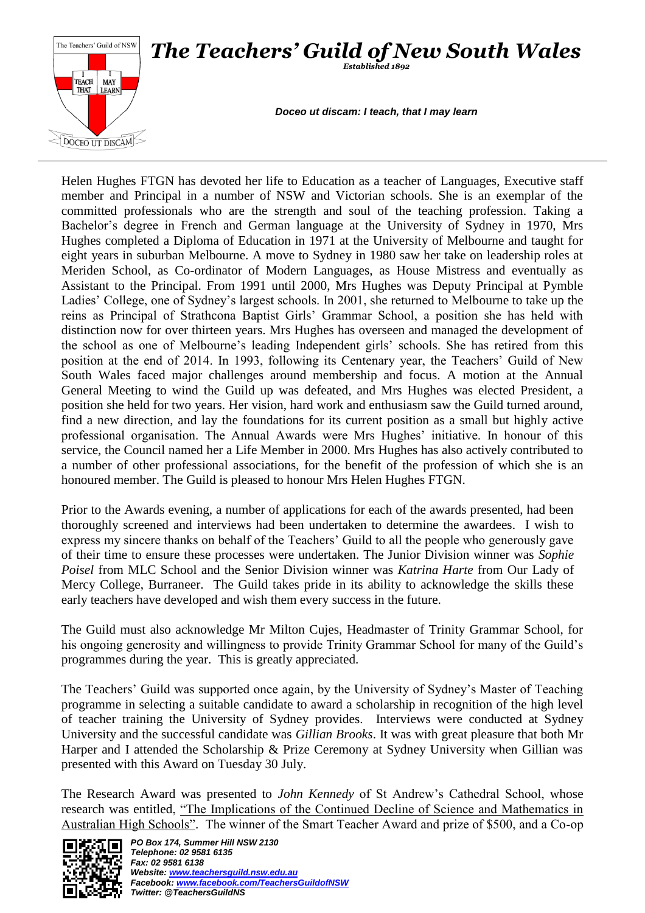Helen Hughes FTGN has devoted her life to Education as a teacher of Languages, Executive staff member and Principal in a number of NSW and Victorian schools. She is an exemplar of the committed professionals who are the strength and soul of the teaching profession. Taking a Bachelor's degree in French and German language at the University of Sydney in 1970, Mrs Hughes completed a Diploma of Education in 1971 at the University of Melbourne and taught for eight years in suburban Melbourne. A move to Sydney in 1980 saw her take on leadership roles at Meriden School, as Co-ordinator of Modern Languages, as House Mistress and eventually as Assistant to the Principal. From 1991 until 2000, Mrs Hughes was Deputy Principal at Pymble Ladies' College, one of Sydney's largest schools. In 2001, she returned to Melbourne to take up the reins as Principal of Strathcona Baptist Girls' Grammar School, a position she has held with distinction now for over thirteen years. Mrs Hughes has overseen and managed the development of the school as one of Melbourne's leading Independent girls' schools. She has retired from this position at the end of 2014. In 1993, following its Centenary year, the Teachers' Guild of New South Wales faced major challenges around membership and focus. A motion at the Annual General Meeting to wind the Guild up was defeated, and Mrs Hughes was elected President, a position she held for two years. Her vision, hard work and enthusiasm saw the Guild turned around, find a new direction, and lay the foundations for its current position as a small but highly active professional organisation. The Annual Awards were Mrs Hughes' initiative. In honour of this service, the Council named her a Life Member in 2000. Mrs Hughes has also actively contributed to a number of other professional associations, for the benefit of the profession of which she is an honoured member. The Guild is pleased to honour Mrs Helen Hughes FTGN.

Prior to the Awards evening, a number of applications for each of the awards presented, had been thoroughly screened and interviews had been undertaken to determine the awardees. I wish to express my sincere thanks on behalf of the Teachers' Guild to all the people who generously gave of their time to ensure these processes were undertaken. The Junior Division winner was *Sophie Poisel* from MLC School and the Senior Division winner was *Katrina Harte* from Our Lady of Mercy College, Burraneer. The Guild takes pride in its ability to acknowledge the skills these early teachers have developed and wish them every success in the future.

The Guild must also acknowledge Mr Milton Cujes, Headmaster of Trinity Grammar School, for his ongoing generosity and willingness to provide Trinity Grammar School for many of the Guild's programmes during the year. This is greatly appreciated.

The Teachers' Guild was supported once again, by the University of Sydney's Master of Teaching programme in selecting a suitable candidate to award a scholarship in recognition of the high level of teacher training the University of Sydney provides. Interviews were conducted at Sydney University and the successful candidate was *Gillian Brooks*. It was with great pleasure that both Mr Harper and I attended the Scholarship & Prize Ceremony at Sydney University when Gillian was presented with this Award on Tuesday 30 July.

The Research Award was presented to *John Kennedy* of St Andrew's Cathedral School, whose research was entitled, "The Implications of the Continued Decline of Science and Mathematics in Australian High Schools". The winner of the Smart Teacher Award and prize of $500, and a Co-op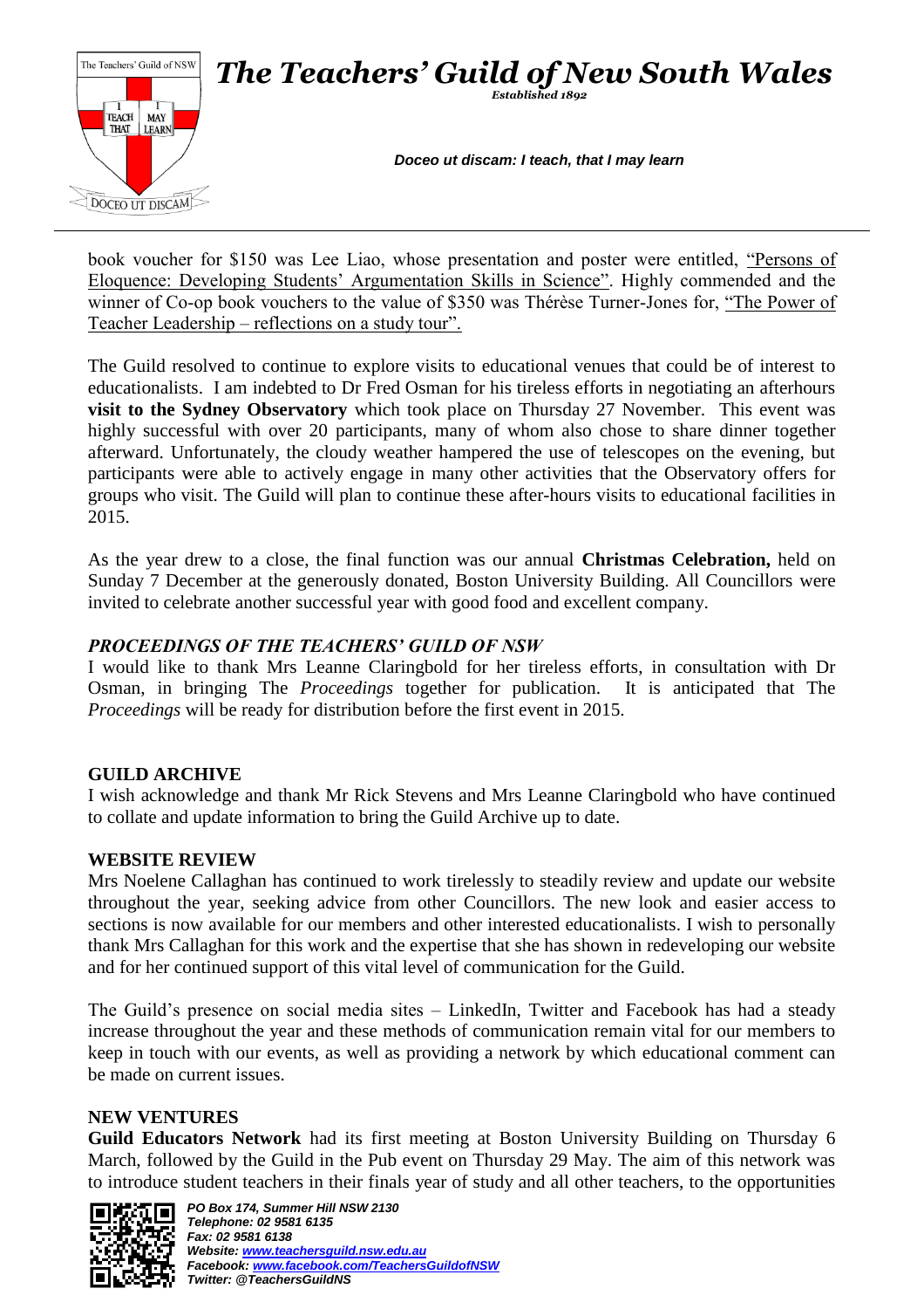book voucher for $150 was Lee Liao, whose presentation and poster were entitled, "Persons of Eloquence: Developing Students' Argumentation Skills in Science". Highly commended and the winner of Co-op book vouchers to the value of $350 was Thérèse Turner-Jones for, "The Power of Teacher Leadership – reflections on a study tour".

The Guild resolved to continue to explore visits to educational venues that could be of interest to educationalists. I am indebted to Dr Fred Osman for his tireless efforts in negotiating an afterhours **visit to the Sydney Observatory** which took place on Thursday 27 November. This event was highly successful with over 20 participants, many of whom also chose to share dinner together afterward. Unfortunately, the cloudy weather hampered the use of telescopes on the evening, but participants were able to actively engage in many other activities that the Observatory offers for groups who visit. The Guild will plan to continue these after-hours visits to educational facilities in 2015.

As the year drew to a close, the final function was our annual **Christmas Celebration,** held on Sunday 7 December at the generously donated, Boston University Building. All Councillors were invited to celebrate another successful year with good food and excellent company.

### *PROCEEDINGS OF THE TEACHERS' GUILD OF NSW*

I would like to thank Mrs Leanne Claringbold for her tireless efforts, in consultation with Dr Osman, in bringing The *Proceedings* together for publication. It is anticipated that The *Proceedings* will be ready for distribution before the first event in 2015.

### GUILD ARCHIVE

I wish acknowledge and thank Mr Rick Stevens and Mrs Leanne Claringbold who have continued to collate and update information to bring the Guild Archive up to date.

### WEBSITE REVIEW

Mrs Noelene Callaghan has continued to work tirelessly to steadily review and update our website throughout the year, seeking advice from other Councillors. The new look and easier access to sections is now available for our members and other interested educationalists. I wish to personally thank Mrs Callaghan for this work and the expertise that she has shown in redeveloping our website and for her continued support of this vital level of communication for the Guild.

The Guild's presence on social media sites – LinkedIn, Twitter and Facebook has had a steady increase throughout the year and these methods of communication remain vital for our members to keep in touch with our events, as well as providing a network by which educational comment can be made on current issues.

### NEW VENTURES

**Guild Educators Network** had its first meeting at Boston University Building on Thursday 6 March, followed by the Guild in the Pub event on Thursday 29 May. The aim of this network was to introduce student teachers in their finals year of study and all other teachers, to the opportunities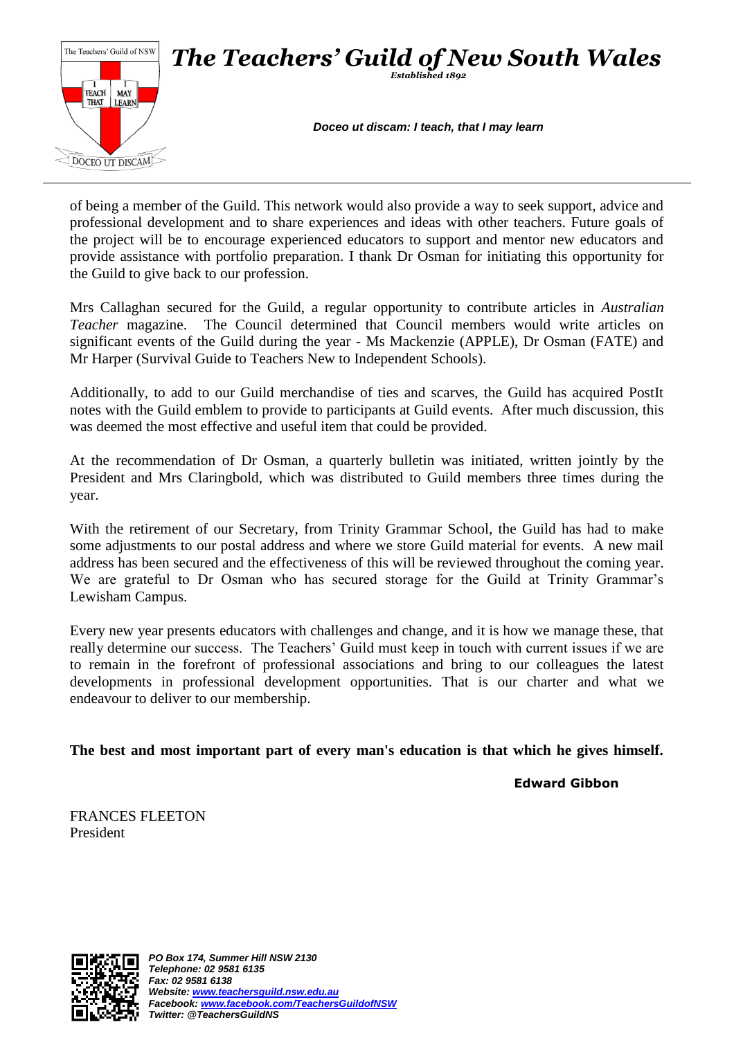of being a member of the Guild. This network would also provide a way to seek support, advice and professional development and to share experiences and ideas with other teachers. Future goals of the project will be to encourage experienced educators to support and mentor new educators and provide assistance with portfolio preparation. I thank Dr Osman for initiating this opportunity for the Guild to give back to our profession.

Mrs Callaghan secured for the Guild, a regular opportunity to contribute articles in *Australian Teacher* magazine. The Council determined that Council members would write articles on significant events of the Guild during the year - Ms Mackenzie (APPLE), Dr Osman (FATE) and Mr Harper (Survival Guide to Teachers New to Independent Schools).

Additionally, to add to our Guild merchandise of ties and scarves, the Guild has acquired PostIt notes with the Guild emblem to provide to participants at Guild events. After much discussion, this was deemed the most effective and useful item that could be provided.

At the recommendation of Dr Osman, a quarterly bulletin was initiated, written jointly by the President and Mrs Claringbold, which was distributed to Guild members three times during the year.

With the retirement of our Secretary, from Trinity Grammar School, the Guild has had to make some adjustments to our postal address and where we store Guild material for events. A new mail address has been secured and the effectiveness of this will be reviewed throughout the coming year. We are grateful to Dr Osman who has secured storage for the Guild at Trinity Grammar's Lewisham Campus.

Every new year presents educators with challenges and change, and it is how we manage these, that really determine our success. The Teachers' Guild must keep in touch with current issues if we are to remain in the forefront of professional associations and bring to our colleagues the latest developments in professional development opportunities. That is our charter and what we endeavour to deliver to our membership.

**The best and most important part of every man's education is that which he gives himself.**

**Edward Gibbon**

FRANCES FLEETON
President